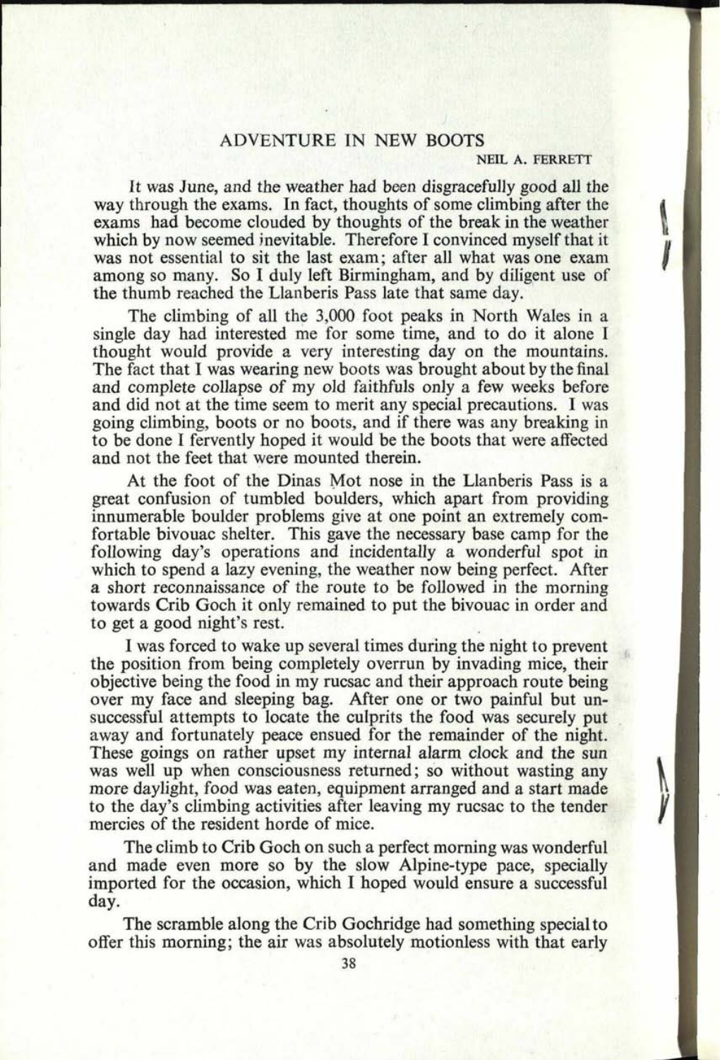# ADVENTURE IN NEW BOOTS

NEIL A. FERRETT

It was June, and the weather had been disgracefully good all the way through the exams. In fact, thoughts of some climbing after the exams had become clouded by thoughts of the break in the weather which by now seemed inevitable. Therefore I convinced myself that it was not essential to sit the last exam; after all what was one exam among so many. So I duly left Birmingham, and by diligent use of the thumb reached the Llanberis Pass late that same day.

The climbing of all the 3,000 foot peaks in North Wales in a single day had interested me for some time, and to do it alone I thought would provide a very interesting day on the mountains. The fact that I was wearing new boots was brought about by the final and complete collapse of my old faithfuls only a few weeks before and did not at the time seem to merit any special precautions. I was going climbing, boots or no boots, and if there was any breaking in to be done I fervently hoped it would be the boots that were affected and not the feet that were mounted therein.

At the foot of the Dinas Mot nose in the Llanberis Pass is a great confusion of tumbled boulders, which apart from providing innumerable boulder problems give at one point an extremely comfortable bivouac shelter. This gave the necessary base camp for the following day's operations and incidentally a wonderful spot in which to spend a lazy evening, the weather now being perfect. After a short reconnaissance of the route to be followed in the morning towards Crib Goch it only remained to put the bivouac in order and to get a good night's rest.

I was forced to wake up several times during the night to prevent the position from being completely overrun by invading mice, their objective being the food in my rucsac and their approach route being over my face and sleeping bag. After one or two painful but unsuccessful attempts to locate the culprits the food was securely put away and fortunately peace ensued for the remainder of the night. These goings on rather upset my internal alarm clock and the sun was well up when consciousness returned; so without wasting any more daylight, food was eaten, equipment arranged and a start made to the day's climbing activities after leaving my rucsac to the tender mercies of the resident horde of mice.

The climb to Crib Goch on such a perfect morning was wonderful and made even more so by the slow Alpine-type pace, specially imported for the occasion, which I hoped would ensure a successful day.

The scramble along the Crib Gochridge had something special to offer this morning; the air was absolutely motionless with that early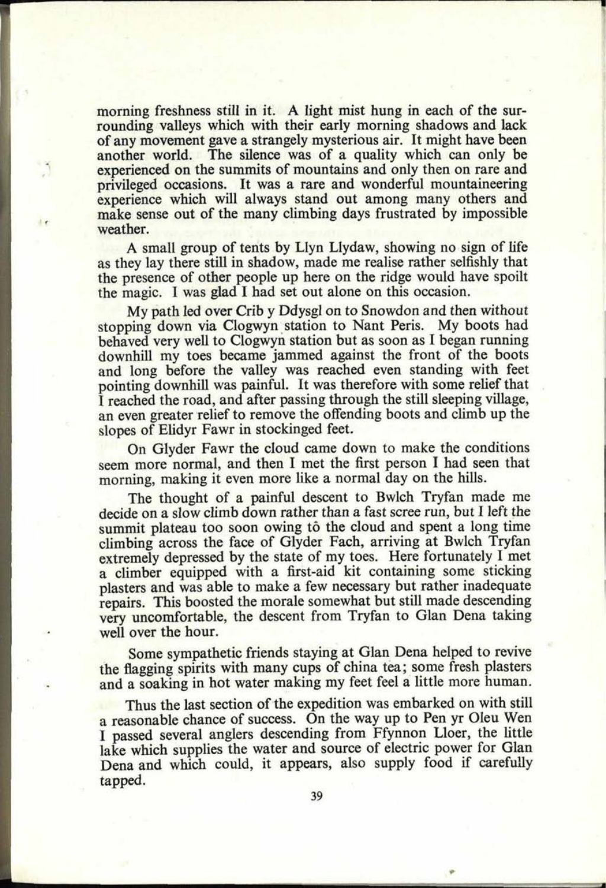morning freshness still in it. A light mist hung in each of the surrounding valleys which with their early morning shadows and lack of any movement gave a strangely mysterious air. It might have been another world. The silence was of a quality which can only be experienced on the summits of mountains and only then on rare and privileged occasions. It was a rare and wonderful mountaineering experience which will always stand out among many others and make sense out of the many climbing days frustrated by impossible weather.

A small group of tents by Llyn Llydaw, showing no sign of life as they lay there still in shadow, made me realise rather selfishly that the presence of other people up here on the ridge would have spoilt the magic. I was glad I had set out alone on this occasion.

My path led over Crib y Ddysgl on to Snowdon and then without stopping down via Clogwyn station to Nant Peris. My boots had behaved very well to Clogwyn station but as soon as I began running downhill my toes became jammed against the front of the boots and long before the valley was reached even standing with feet pointing downhill was painful. It was therefore with some relief that I reached the road, and after passing through the still sleeping village, an even greater relief to remove the offending boots and climb up the slopes of Elidyr Fawr in stockinged feet.

On Glyder Fawr the cloud came down to make the conditions seem more normal, and then I met the first person I had seen that morning, making it even more like a normal day on the hills.

The thought of a painful descent to Bwlch Tryfan made me decide on a slow climb down rather than a fast scree run, but I left the summit plateau too soon owing tô the cloud and spent a long time climbing across the face of Glyder Fach, arriving at Bwlch Tryfan extremely depressed by the state of my toes. Here fortunately I met a climber equipped with a first-aid kit containing some sticking plasters and was able to make a few necessary but rather inadequate repairs. This boosted the morale somewhat but still made descending very uncomfortable, the descent from Tryfan to Glan Dena taking well over the hour.

Some sympathetic friends staying at Glan Dena helped to revive the flagging spirits with many cups of china tea; some fresh plasters and a soaking in hot water making my feet feel a little more human.

Thus the last section of the expedition was embarked on with still a reasonable chance of success. On the way up to Pen yr Oleu Wen I passed several anglers descending from Ffynnon Lloer, the little lake which supplies the water and source of electric power for Glan Dena and which could, it appears, also supply food if carefully tapped.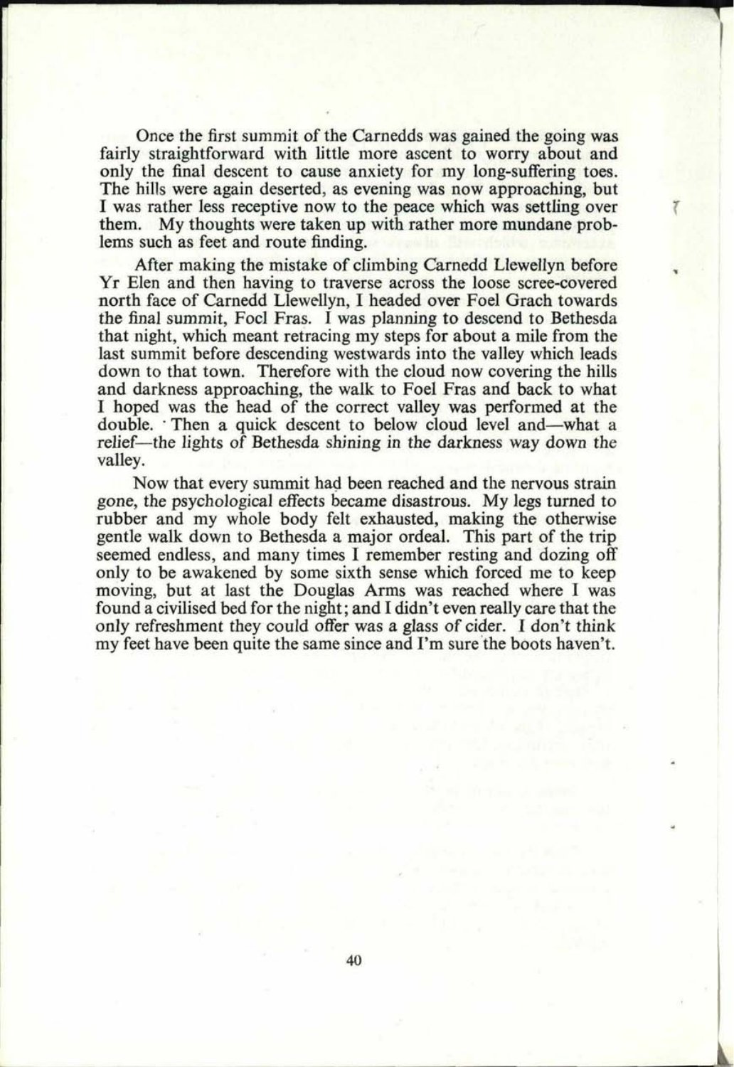Once the first summit of the Carnedds was gained the going was fairly straightforward with little more ascent to worry about and only the final descent to cause anxiety for my long-suffering toes. The hills were again deserted, as evening was now approaching, but I was rather less receptive now to the peace which was settling over them. My thoughts were taken up with rather more mundane problems such as feet and route finding.

After making the mistake of climbing Carnedd Llewellyn before Yr Elen and then having to traverse across the loose scree-covered north face of Carnedd Llewellyn, I headed over Foel Grach towards the final summit, Focl Fras. I was planning to descend to Bethesda that night, which meant retracing my steps for about a mile from the last summit before descending westwards into the valley which leads down to that town. Therefore with the cloud now covering the hills and darkness approaching, the walk to Foel Fras and back to what I hoped was the head of the correct valley was performed at the double. Then a quick descent to below cloud level and—what a relief—the lights of Bethesda shining in the darkness way down the valley.

Now that every summit had been reached and the nervous strain gone, the psychological effects became disastrous. My legs turned to rubber and my whole body felt exhausted, making the otherwise gentle walk down to Bethesda a major ordeal. This part of the trip seemed endless, and many times I remember resting and dozing off only to be awakened by some sixth sense which forced me to keep moving, but at last the Douglas Arms was reached where I was found a civilised bed for the night; and I didn't even really care that the only refreshment they could offer was a glass of cider. I don't think my feet have been quite the same since and I'm sure the boots haven't.